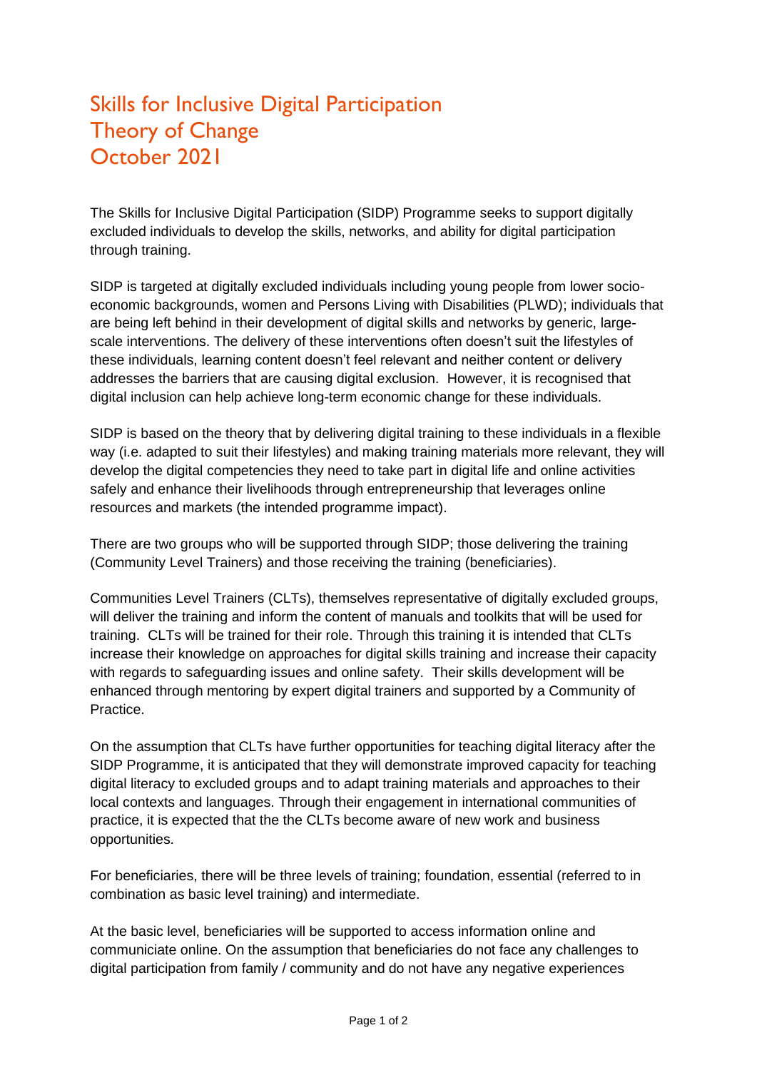# Skills for Inclusive Digital Participation
# Theory of Change
# October 2021

The Skills for Inclusive Digital Participation (SIDP) Programme seeks to support digitally excluded individuals to develop the skills, networks, and ability for digital participation through training.

SIDP is targeted at digitally excluded individuals including young people from lower socio-economic backgrounds, women and Persons Living with Disabilities (PLWD); individuals that are being left behind in their development of digital skills and networks by generic, large-scale interventions. The delivery of these interventions often doesn't suit the lifestyles of these individuals, learning content doesn't feel relevant and neither content or delivery addresses the barriers that are causing digital exclusion. However, it is recognised that digital inclusion can help achieve long-term economic change for these individuals.

SIDP is based on the theory that by delivering digital training to these individuals in a flexible way (i.e. adapted to suit their lifestyles) and making training materials more relevant, they will develop the digital competencies they need to take part in digital life and online activities safely and enhance their livelihoods through entrepreneurship that leverages online resources and markets (the intended programme impact).

There are two groups who will be supported through SIDP; those delivering the training (Community Level Trainers) and those receiving the training (beneficiaries).

Communities Level Trainers (CLTs), themselves representative of digitally excluded groups, will deliver the training and inform the content of manuals and toolkits that will be used for training. CLTs will be trained for their role. Through this training it is intended that CLTs increase their knowledge on approaches for digital skills training and increase their capacity with regards to safeguarding issues and online safety. Their skills development will be enhanced through mentoring by expert digital trainers and supported by a Community of Practice.

On the assumption that CLTs have further opportunities for teaching digital literacy after the SIDP Programme, it is anticipated that they will demonstrate improved capacity for teaching digital literacy to excluded groups and to adapt training materials and approaches to their local contexts and languages. Through their engagement in international communities of practice, it is expected that the the CLTs become aware of new work and business opportunities.

For beneficiaries, there will be three levels of training; foundation, essential (referred to in combination as basic level training) and intermediate.

At the basic level, beneficiaries will be supported to access information online and communiciate online. On the assumption that beneficiaries do not face any challenges to digital participation from family / community and do not have any negative experiences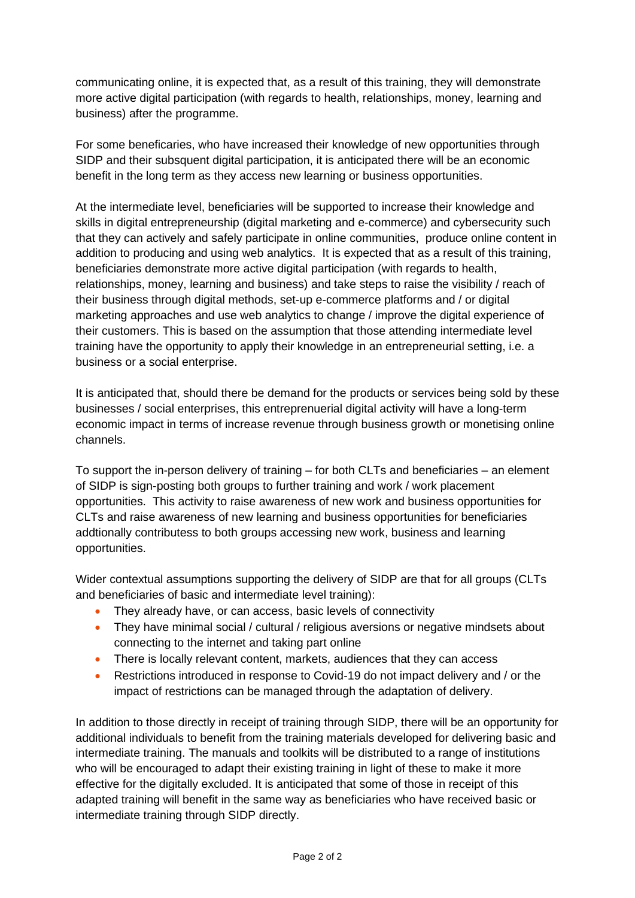communicating online, it is expected that, as a result of this training, they will demonstrate more active digital participation (with regards to health, relationships, money, learning and business) after the programme.

For some beneficaries, who have increased their knowledge of new opportunities through SIDP and their subsquent digital participation, it is anticipated there will be an economic benefit in the long term as they access new learning or business opportunities.

At the intermediate level, beneficiaries will be supported to increase their knowledge and skills in digital entrepreneurship (digital marketing and e-commerce) and cybersecurity such that they can actively and safely participate in online communities, produce online content in addition to producing and using web analytics. It is expected that as a result of this training, beneficiaries demonstrate more active digital participation (with regards to health, relationships, money, learning and business) and take steps to raise the visibility / reach of their business through digital methods, set-up e-commerce platforms and / or digital marketing approaches and use web analytics to change / improve the digital experience of their customers. This is based on the assumption that those attending intermediate level training have the opportunity to apply their knowledge in an entrepreneurial setting, i.e. a business or a social enterprise.

It is anticipated that, should there be demand for the products or services being sold by these businesses / social enterprises, this entreprenuerial digital activity will have a long-term economic impact in terms of increase revenue through business growth or monetising online channels.

To support the in-person delivery of training – for both CLTs and beneficiaries – an element of SIDP is sign-posting both groups to further training and work / work placement opportunities. This activity to raise awareness of new work and business opportunities for CLTs and raise awareness of new learning and business opportunities for beneficiaries addtionally contributess to both groups accessing new work, business and learning opportunities.

Wider contextual assumptions supporting the delivery of SIDP are that for all groups (CLTs and beneficiaries of basic and intermediate level training):

- They already have, or can access, basic levels of connectivity
- They have minimal social / cultural / religious aversions or negative mindsets about connecting to the internet and taking part online
- There is locally relevant content, markets, audiences that they can access
- Restrictions introduced in response to Covid-19 do not impact delivery and / or the impact of restrictions can be managed through the adaptation of delivery.

In addition to those directly in receipt of training through SIDP, there will be an opportunity for additional individuals to benefit from the training materials developed for delivering basic and intermediate training. The manuals and toolkits will be distributed to a range of institutions who will be encouraged to adapt their existing training in light of these to make it more effective for the digitally excluded. It is anticipated that some of those in receipt of this adapted training will benefit in the same way as beneficiaries who have received basic or intermediate training through SIDP directly.